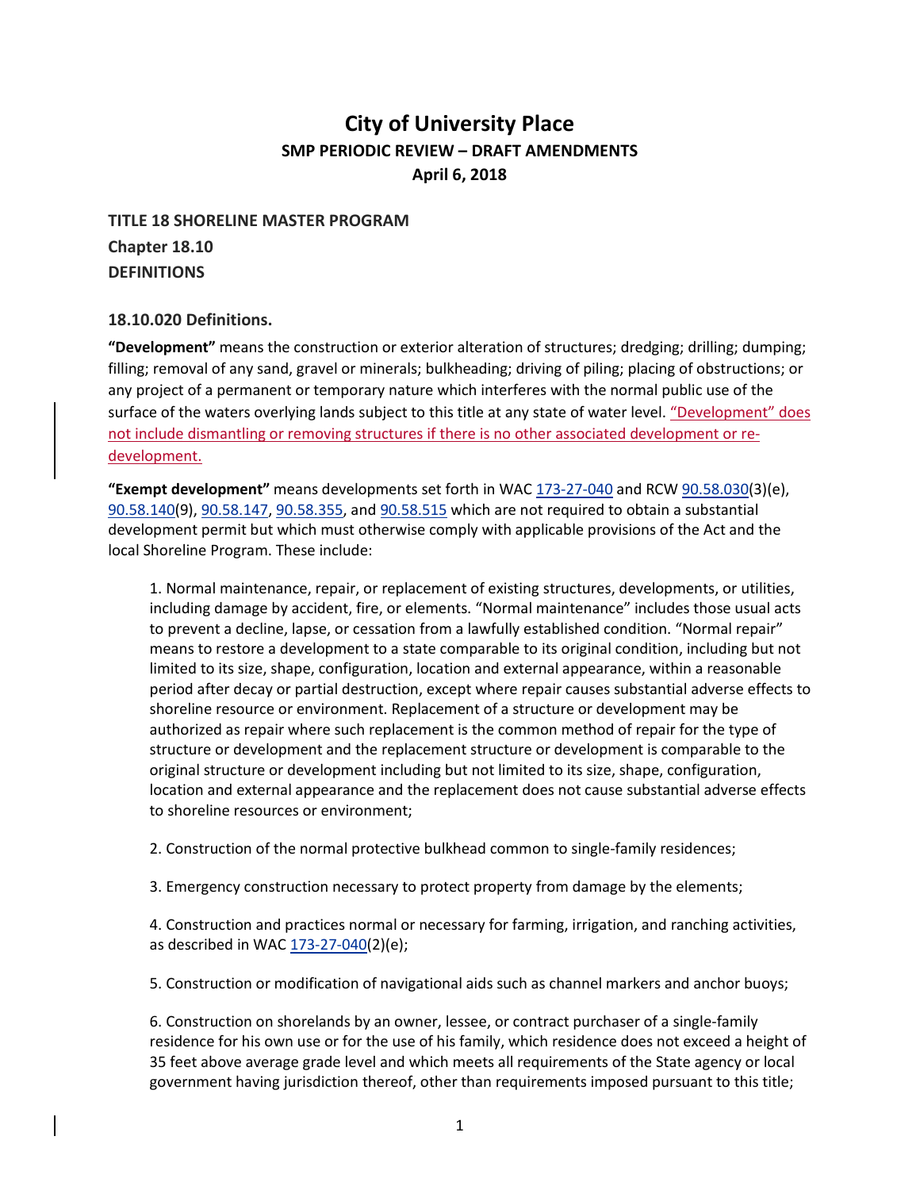# City of University Place

## SMP PERIODIC REVIEW – DRAFT AMENDMENTS

## April 6, 2018

**TITLE 18 SHORELINE MASTER PROGRAM**

**Chapter 18.10**

**DEFINITIONS**

### 18.10.020 Definitions.

**"Development"** means the construction or exterior alteration of structures; dredging; drilling; dumping; filling; removal of any sand, gravel or minerals; bulkheading; driving of piling; placing of obstructions; or any project of a permanent or temporary nature which interferes with the normal public use of the surface of the waters overlying lands subject to this title at any state of water level. "Development" does not include dismantling or removing structures if there is no other associated development or re-development.

**"Exempt development"** means developments set forth in WAC 173-27-040 and RCW 90.58.030(3)(e), 90.58.140(9), 90.58.147, 90.58.355, and 90.58.515 which are not required to obtain a substantial development permit but which must otherwise comply with applicable provisions of the Act and the local Shoreline Program. These include:

1. Normal maintenance, repair, or replacement of existing structures, developments, or utilities, including damage by accident, fire, or elements. "Normal maintenance" includes those usual acts to prevent a decline, lapse, or cessation from a lawfully established condition. "Normal repair" means to restore a development to a state comparable to its original condition, including but not limited to its size, shape, configuration, location and external appearance, within a reasonable period after decay or partial destruction, except where repair causes substantial adverse effects to shoreline resource or environment. Replacement of a structure or development may be authorized as repair where such replacement is the common method of repair for the type of structure or development and the replacement structure or development is comparable to the original structure or development including but not limited to its size, shape, configuration, location and external appearance and the replacement does not cause substantial adverse effects to shoreline resources or environment;

2. Construction of the normal protective bulkhead common to single-family residences;

3. Emergency construction necessary to protect property from damage by the elements;

4. Construction and practices normal or necessary for farming, irrigation, and ranching activities, as described in WAC 173-27-040(2)(e);

5. Construction or modification of navigational aids such as channel markers and anchor buoys;

6. Construction on shorelands by an owner, lessee, or contract purchaser of a single-family residence for his own use or for the use of his family, which residence does not exceed a height of 35 feet above average grade level and which meets all requirements of the State agency or local government having jurisdiction thereof, other than requirements imposed pursuant to this title;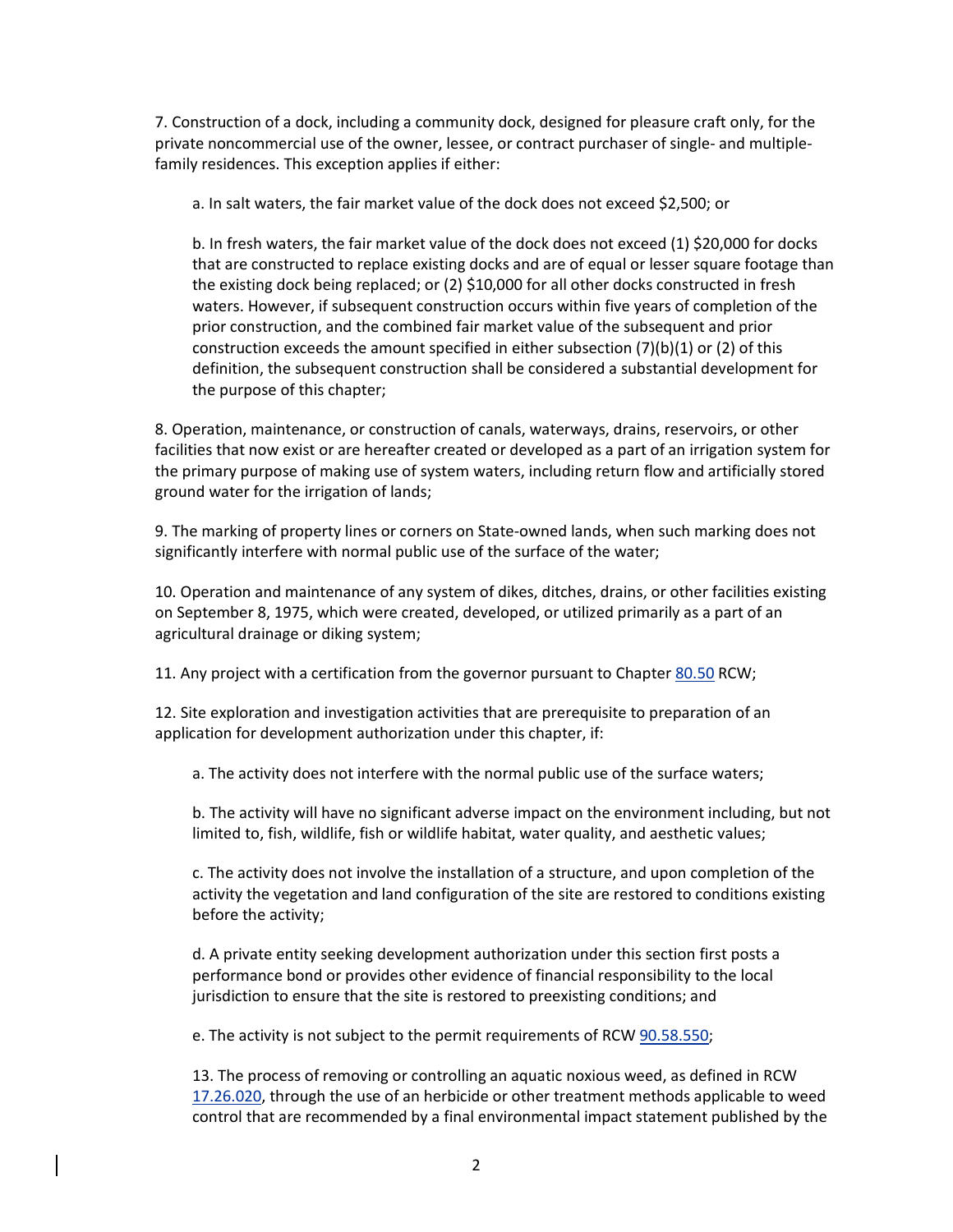7. Construction of a dock, including a community dock, designed for pleasure craft only, for the private noncommercial use of the owner, lessee, or contract purchaser of single- and multiple-family residences. This exception applies if either:

   a. In salt waters, the fair market value of the dock does not exceed $2,500; or

   b. In fresh waters, the fair market value of the dock does not exceed (1) $20,000 for docks that are constructed to replace existing docks and are of equal or lesser square footage than the existing dock being replaced; or (2) $10,000 for all other docks constructed in fresh waters. However, if subsequent construction occurs within five years of completion of the prior construction, and the combined fair market value of the subsequent and prior construction exceeds the amount specified in either subsection (7)(b)(1) or (2) of this definition, the subsequent construction shall be considered a substantial development for the purpose of this chapter;

8. Operation, maintenance, or construction of canals, waterways, drains, reservoirs, or other facilities that now exist or are hereafter created or developed as a part of an irrigation system for the primary purpose of making use of system waters, including return flow and artificially stored ground water for the irrigation of lands;

9. The marking of property lines or corners on State-owned lands, when such marking does not significantly interfere with normal public use of the surface of the water;

10. Operation and maintenance of any system of dikes, ditches, drains, or other facilities existing on September 8, 1975, which were created, developed, or utilized primarily as a part of an agricultural drainage or diking system;

11. Any project with a certification from the governor pursuant to Chapter 80.50 RCW;

12. Site exploration and investigation activities that are prerequisite to preparation of an application for development authorization under this chapter, if:

    a. The activity does not interfere with the normal public use of the surface waters;

    b. The activity will have no significant adverse impact on the environment including, but not limited to, fish, wildlife, fish or wildlife habitat, water quality, and aesthetic values;

    c. The activity does not involve the installation of a structure, and upon completion of the activity the vegetation and land configuration of the site are restored to conditions existing before the activity;

    d. A private entity seeking development authorization under this section first posts a performance bond or provides other evidence of financial responsibility to the local jurisdiction to ensure that the site is restored to preexisting conditions; and

    e. The activity is not subject to the permit requirements of RCW 90.58.550;

    13. The process of removing or controlling an aquatic noxious weed, as defined in RCW 17.26.020, through the use of an herbicide or other treatment methods applicable to weed control that are recommended by a final environmental impact statement published by the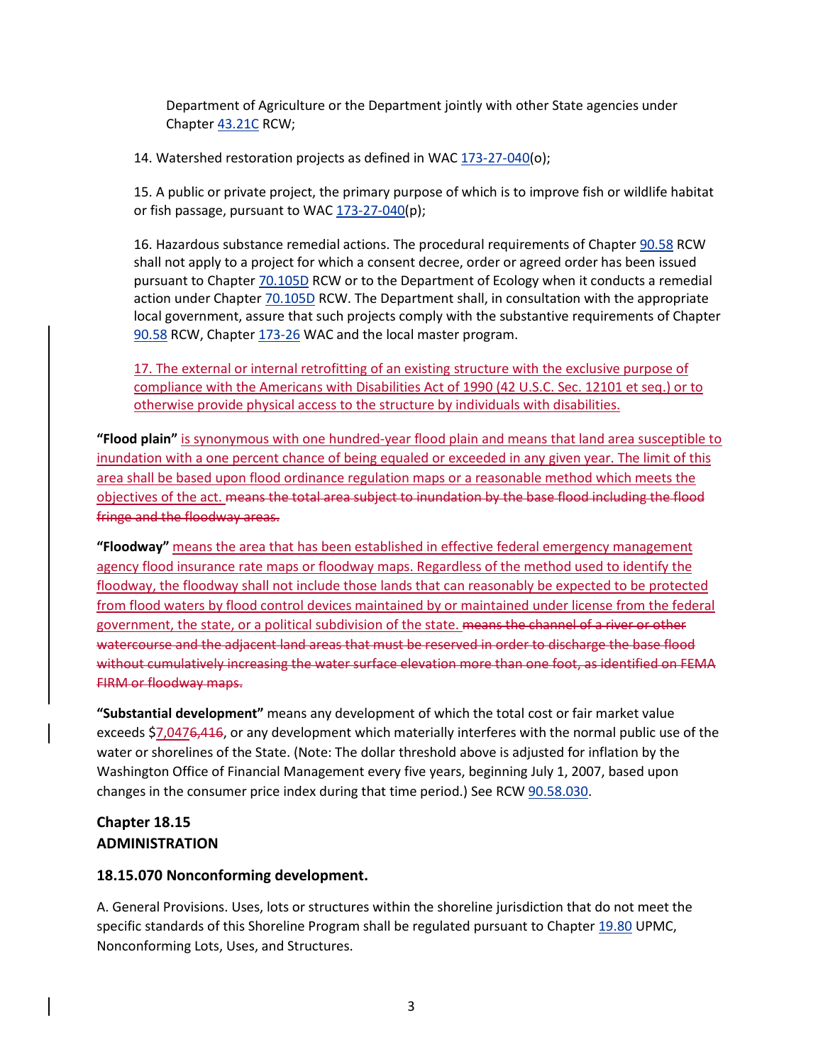Department of Agriculture or the Department jointly with other State agencies under Chapter 43.21C RCW;

14. Watershed restoration projects as defined in WAC 173-27-040(o);

15. A public or private project, the primary purpose of which is to improve fish or wildlife habitat or fish passage, pursuant to WAC 173-27-040(p);

16. Hazardous substance remedial actions. The procedural requirements of Chapter 90.58 RCW shall not apply to a project for which a consent decree, order or agreed order has been issued pursuant to Chapter 70.105D RCW or to the Department of Ecology when it conducts a remedial action under Chapter 70.105D RCW. The Department shall, in consultation with the appropriate local government, assure that such projects comply with the substantive requirements of Chapter 90.58 RCW, Chapter 173-26 WAC and the local master program.

17. The external or internal retrofitting of an existing structure with the exclusive purpose of compliance with the Americans with Disabilities Act of 1990 (42 U.S.C. Sec. 12101 et seq.) or to otherwise provide physical access to the structure by individuals with disabilities.

**"Flood plain"** is synonymous with one hundred-year flood plain and means that land area susceptible to inundation with a one percent chance of being equaled or exceeded in any given year. The limit of this area shall be based upon flood ordinance regulation maps or a reasonable method which meets the objectives of the act. ~~means the total area subject to inundation by the base flood including the flood fringe and the floodway areas.~~

**"Floodway"** means the area that has been established in effective federal emergency management agency flood insurance rate maps or floodway maps. Regardless of the method used to identify the floodway, the floodway shall not include those lands that can reasonably be expected to be protected from flood waters by flood control devices maintained by or maintained under license from the federal government, the state, or a political subdivision of the state. ~~means the channel of a river or other watercourse and the adjacent land areas that must be reserved in order to discharge the base flood without cumulatively increasing the water surface elevation more than one foot, as identified on FEMA FIRM or floodway maps.~~

**"Substantial development"** means any development of which the total cost or fair market value exceeds $7,047~~6,416~~, or any development which materially interferes with the normal public use of the water or shorelines of the State. (Note: The dollar threshold above is adjusted for inflation by the Washington Office of Financial Management every five years, beginning July 1, 2007, based upon changes in the consumer price index during that time period.) See RCW 90.58.030.

## Chapter 18.15
## ADMINISTRATION

### 18.15.070 Nonconforming development.

A. General Provisions. Uses, lots or structures within the shoreline jurisdiction that do not meet the specific standards of this Shoreline Program shall be regulated pursuant to Chapter 19.80 UPMC, Nonconforming Lots, Uses, and Structures.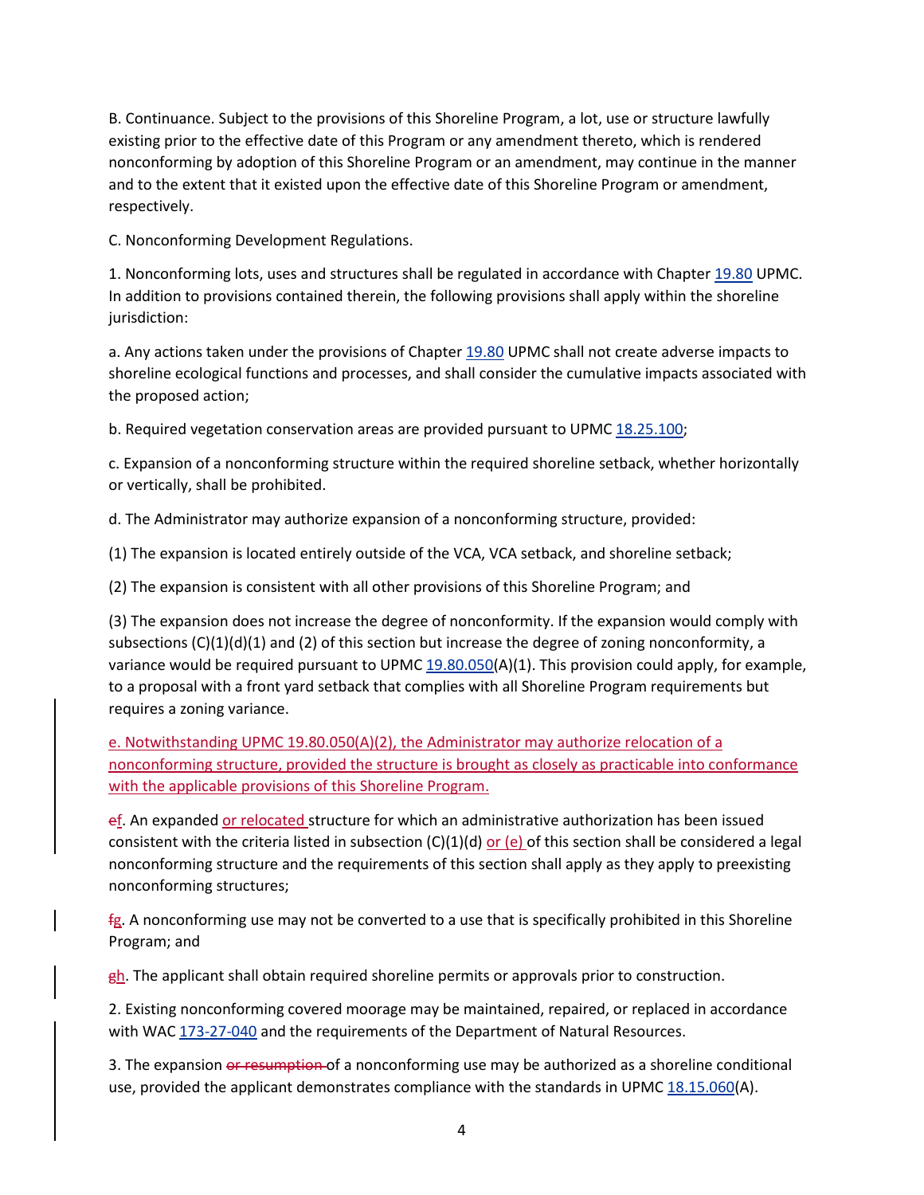B. Continuance. Subject to the provisions of this Shoreline Program, a lot, use or structure lawfully existing prior to the effective date of this Program or any amendment thereto, which is rendered nonconforming by adoption of this Shoreline Program or an amendment, may continue in the manner and to the extent that it existed upon the effective date of this Shoreline Program or amendment, respectively.

C. Nonconforming Development Regulations.

1. Nonconforming lots, uses and structures shall be regulated in accordance with Chapter 19.80 UPMC. In addition to provisions contained therein, the following provisions shall apply within the shoreline jurisdiction:

a. Any actions taken under the provisions of Chapter 19.80 UPMC shall not create adverse impacts to shoreline ecological functions and processes, and shall consider the cumulative impacts associated with the proposed action;

b. Required vegetation conservation areas are provided pursuant to UPMC 18.25.100;

c. Expansion of a nonconforming structure within the required shoreline setback, whether horizontally or vertically, shall be prohibited.

d. The Administrator may authorize expansion of a nonconforming structure, provided:

(1) The expansion is located entirely outside of the VCA, VCA setback, and shoreline setback;

(2) The expansion is consistent with all other provisions of this Shoreline Program; and

(3) The expansion does not increase the degree of nonconformity. If the expansion would comply with subsections (C)(1)(d)(1) and (2) of this section but increase the degree of zoning nonconformity, a variance would be required pursuant to UPMC 19.80.050(A)(1). This provision could apply, for example, to a proposal with a front yard setback that complies with all Shoreline Program requirements but requires a zoning variance.

<u>e. Notwithstanding UPMC 19.80.050(A)(2), the Administrator may authorize relocation of a nonconforming structure, provided the structure is brought as closely as practicable into conformance with the applicable provisions of this Shoreline Program.</u>

~~e~~<u>f</u>. An expanded <u>or relocated</u> structure for which an administrative authorization has been issued consistent with the criteria listed in subsection (C)(1)(d) <u>or (e)</u> of this section shall be considered a legal nonconforming structure and the requirements of this section shall apply as they apply to preexisting nonconforming structures;

~~f~~<u>g</u>. A nonconforming use may not be converted to a use that is specifically prohibited in this Shoreline Program; and

~~g~~<u>h</u>. The applicant shall obtain required shoreline permits or approvals prior to construction.

2. Existing nonconforming covered moorage may be maintained, repaired, or replaced in accordance with WAC 173-27-040 and the requirements of the Department of Natural Resources.

3. The expansion ~~or resumption~~ of a nonconforming use may be authorized as a shoreline conditional use, provided the applicant demonstrates compliance with the standards in UPMC 18.15.060(A).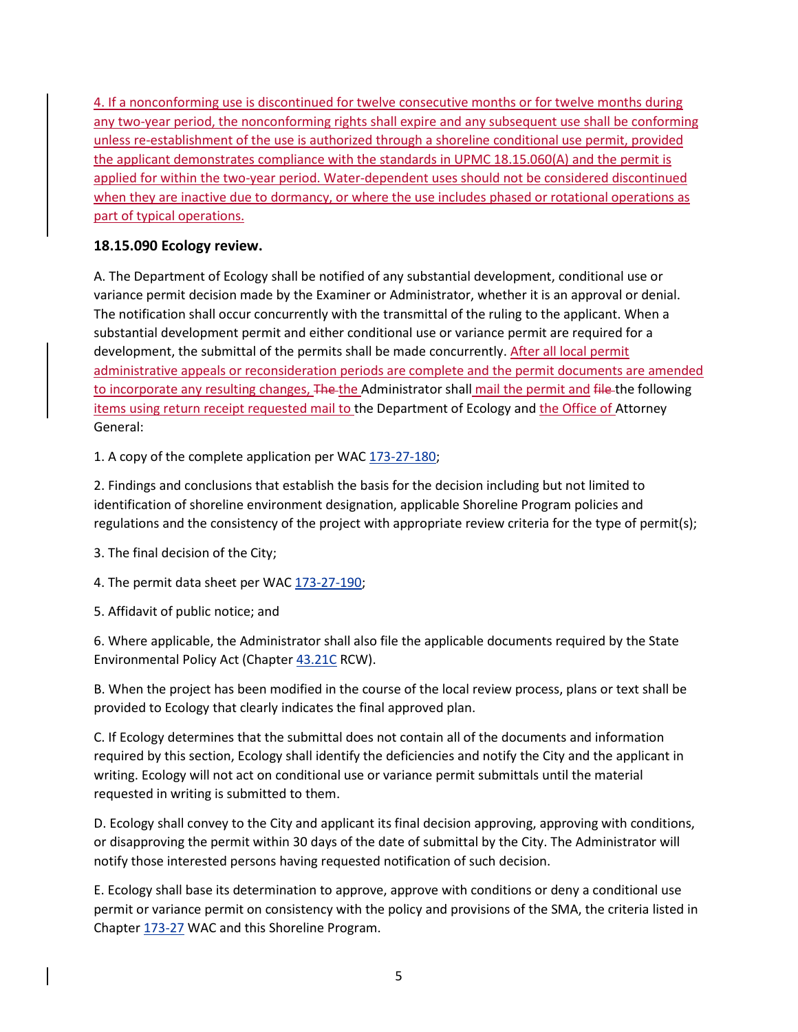4. If a nonconforming use is discontinued for twelve consecutive months or for twelve months during any two-year period, the nonconforming rights shall expire and any subsequent use shall be conforming unless re-establishment of the use is authorized through a shoreline conditional use permit, provided the applicant demonstrates compliance with the standards in UPMC 18.15.060(A) and the permit is applied for within the two-year period. Water-dependent uses should not be considered discontinued when they are inactive due to dormancy, or where the use includes phased or rotational operations as part of typical operations.

### 18.15.090 Ecology review.

A. The Department of Ecology shall be notified of any substantial development, conditional use or variance permit decision made by the Examiner or Administrator, whether it is an approval or denial. The notification shall occur concurrently with the transmittal of the ruling to the applicant. When a substantial development permit and either conditional use or variance permit are required for a development, the submittal of the permits shall be made concurrently. After all local permit administrative appeals or reconsideration periods are complete and the permit documents are amended to incorporate any resulting changes, ~~The~~ the Administrator shall mail the permit and ~~file~~ the following items using return receipt requested mail to the Department of Ecology and the Office of Attorney General:

1. A copy of the complete application per WAC 173-27-180;

2. Findings and conclusions that establish the basis for the decision including but not limited to identification of shoreline environment designation, applicable Shoreline Program policies and regulations and the consistency of the project with appropriate review criteria for the type of permit(s);

3. The final decision of the City;

4. The permit data sheet per WAC 173-27-190;

5. Affidavit of public notice; and

6. Where applicable, the Administrator shall also file the applicable documents required by the State Environmental Policy Act (Chapter 43.21C RCW).

B. When the project has been modified in the course of the local review process, plans or text shall be provided to Ecology that clearly indicates the final approved plan.

C. If Ecology determines that the submittal does not contain all of the documents and information required by this section, Ecology shall identify the deficiencies and notify the City and the applicant in writing. Ecology will not act on conditional use or variance permit submittals until the material requested in writing is submitted to them.

D. Ecology shall convey to the City and applicant its final decision approving, approving with conditions, or disapproving the permit within 30 days of the date of submittal by the City. The Administrator will notify those interested persons having requested notification of such decision.

E. Ecology shall base its determination to approve, approve with conditions or deny a conditional use permit or variance permit on consistency with the policy and provisions of the SMA, the criteria listed in Chapter 173-27 WAC and this Shoreline Program.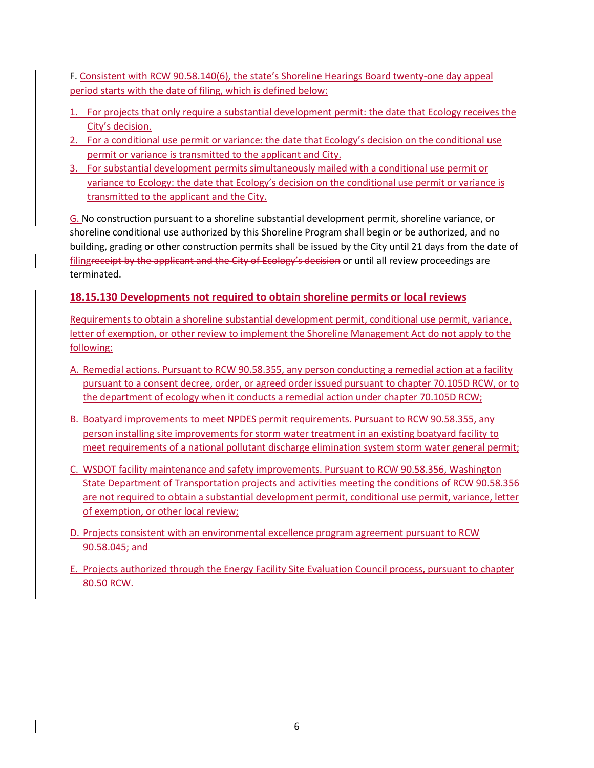F. Consistent with RCW 90.58.140(6), the state's Shoreline Hearings Board twenty-one day appeal period starts with the date of filing, which is defined below:

1. For projects that only require a substantial development permit: the date that Ecology receives the City's decision.
2. For a conditional use permit or variance: the date that Ecology's decision on the conditional use permit or variance is transmitted to the applicant and City.
3. For substantial development permits simultaneously mailed with a conditional use permit or variance to Ecology: the date that Ecology's decision on the conditional use permit or variance is transmitted to the applicant and the City.

G. No construction pursuant to a shoreline substantial development permit, shoreline variance, or shoreline conditional use authorized by this Shoreline Program shall begin or be authorized, and no building, grading or other construction permits shall be issued by the City until 21 days from the date of filing~~receipt by the applicant and the City of Ecology's decision~~ or until all review proceedings are terminated.

### 18.15.130 Developments not required to obtain shoreline permits or local reviews

Requirements to obtain a shoreline substantial development permit, conditional use permit, variance, letter of exemption, or other review to implement the Shoreline Management Act do not apply to the following:

A. Remedial actions. Pursuant to RCW 90.58.355, any person conducting a remedial action at a facility pursuant to a consent decree, order, or agreed order issued pursuant to chapter 70.105D RCW, or to the department of ecology when it conducts a remedial action under chapter 70.105D RCW;

B. Boatyard improvements to meet NPDES permit requirements. Pursuant to RCW 90.58.355, any person installing site improvements for storm water treatment in an existing boatyard facility to meet requirements of a national pollutant discharge elimination system storm water general permit;

C. WSDOT facility maintenance and safety improvements. Pursuant to RCW 90.58.356, Washington State Department of Transportation projects and activities meeting the conditions of RCW 90.58.356 are not required to obtain a substantial development permit, conditional use permit, variance, letter of exemption, or other local review;

D. Projects consistent with an environmental excellence program agreement pursuant to RCW 90.58.045; and

E. Projects authorized through the Energy Facility Site Evaluation Council process, pursuant to chapter 80.50 RCW.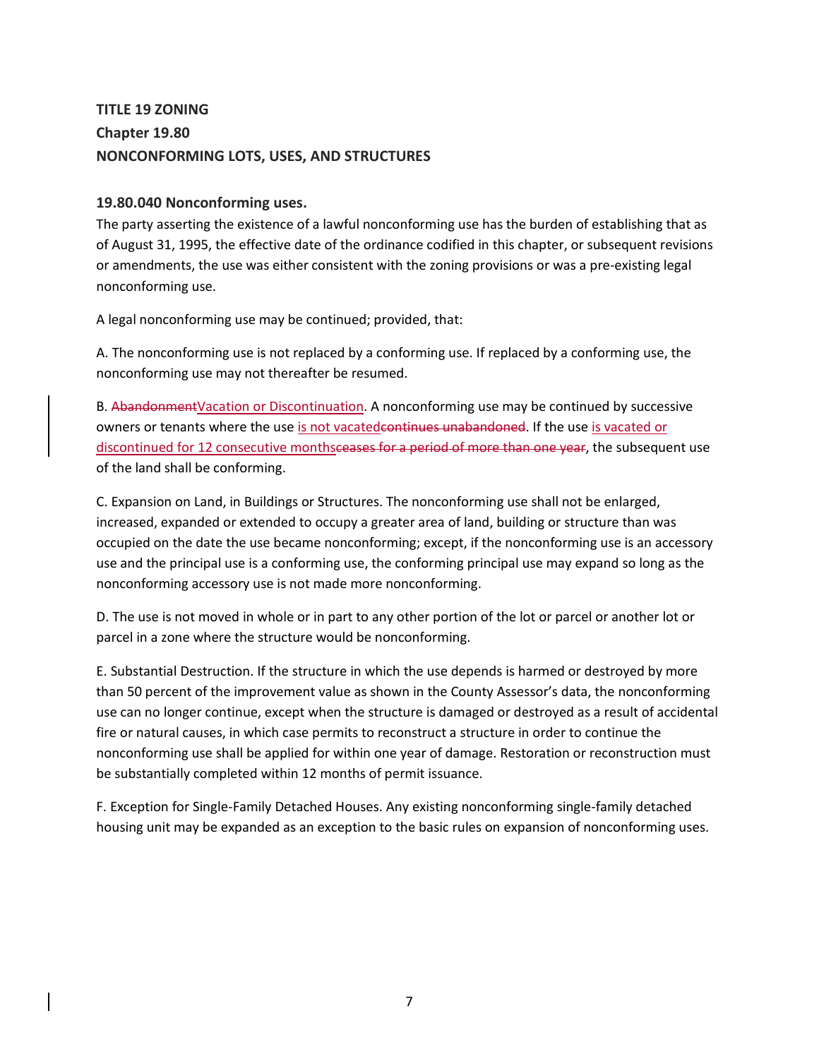**TITLE 19 ZONING**
**Chapter 19.80**
**NONCONFORMING LOTS, USES, AND STRUCTURES**

### 19.80.040 Nonconforming uses.

The party asserting the existence of a lawful nonconforming use has the burden of establishing that as of August 31, 1995, the effective date of the ordinance codified in this chapter, or subsequent revisions or amendments, the use was either consistent with the zoning provisions or was a pre-existing legal nonconforming use.

A legal nonconforming use may be continued; provided, that:

A. The nonconforming use is not replaced by a conforming use. If replaced by a conforming use, the nonconforming use may not thereafter be resumed.

B. ~~Abandonment~~<u>Vacation or Discontinuation</u>. A nonconforming use may be continued by successive owners or tenants where the use <u>is not vacated</u>~~continues unabandoned~~. If the use <u>is vacated or discontinued for 12 consecutive months</u>~~ceases for a period of more than one year~~, the subsequent use of the land shall be conforming.

C. Expansion on Land, in Buildings or Structures. The nonconforming use shall not be enlarged, increased, expanded or extended to occupy a greater area of land, building or structure than was occupied on the date the use became nonconforming; except, if the nonconforming use is an accessory use and the principal use is a conforming use, the conforming principal use may expand so long as the nonconforming accessory use is not made more nonconforming.

D. The use is not moved in whole or in part to any other portion of the lot or parcel or another lot or parcel in a zone where the structure would be nonconforming.

E. Substantial Destruction. If the structure in which the use depends is harmed or destroyed by more than 50 percent of the improvement value as shown in the County Assessor's data, the nonconforming use can no longer continue, except when the structure is damaged or destroyed as a result of accidental fire or natural causes, in which case permits to reconstruct a structure in order to continue the nonconforming use shall be applied for within one year of damage. Restoration or reconstruction must be substantially completed within 12 months of permit issuance.

F. Exception for Single-Family Detached Houses. Any existing nonconforming single-family detached housing unit may be expanded as an exception to the basic rules on expansion of nonconforming uses.